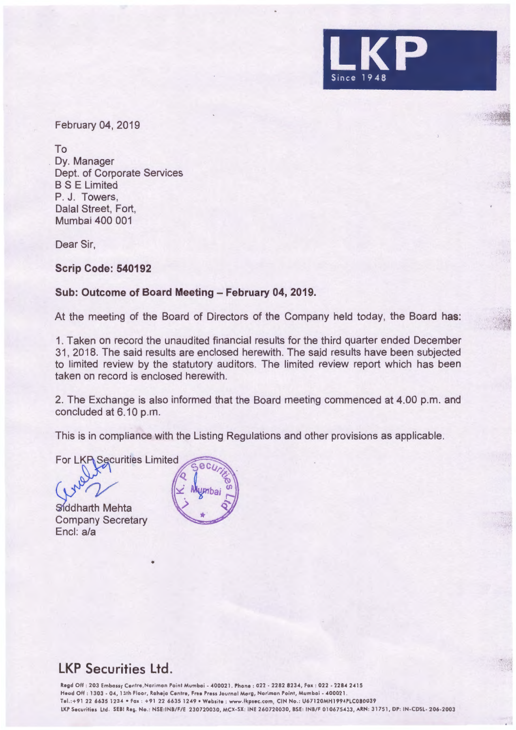LKP
Since 1948

February 04, 2019

To
Dy. Manager
Dept. of Corporate Services
B S E Limited
P. J. Towers,
Dalal Street, Fort,
Mumbai 400 001

Dear Sir,

**Scrip Code: 540192**

**Sub: Outcome of Board Meeting – February 04, 2019.**

At the meeting of the Board of Directors of the Company held today, the Board has:

1. Taken on record the unaudited financial results for the third quarter ended December 31, 2018. The said results are enclosed herewith. The said results have been subjected to limited review by the statutory auditors. The limited review report which has been taken on record is enclosed herewith.

2. The Exchange is also informed that the Board meeting commenced at 4.00 p.m. and concluded at 6.10 p.m.

This is in compliance with the Listing Regulations and other provisions as applicable.

For LKP Securities Limited

Siddharth Mehta
Company Secretary
Encl: a/a

## LKP Securities Ltd.

Regd Off : 203 Embassy Centre, Nariman Point Mumbai - 400021. Phone : 022 - 2282 8234, Fax : 022 - 2284 2415
Head Off : 1303 - 04, 13th Floor, Raheja Centre, Free Press Journal Marg, Nariman Point, Mumbai - 400021.
Tel.:+91 22 6635 1234 • Fax : +91 22 6635 1249 • Website : www.lkpsec.com, CIN No.: U67120MH1994PLC080039
LKP Securities Ltd. SEBI Reg. No.: NSE:INB/F/E 230720030, MCX-SX: INE 260720030, BSE: INB/F 010675433, ARN: 31751, DP: IN-CDSL- 206-2003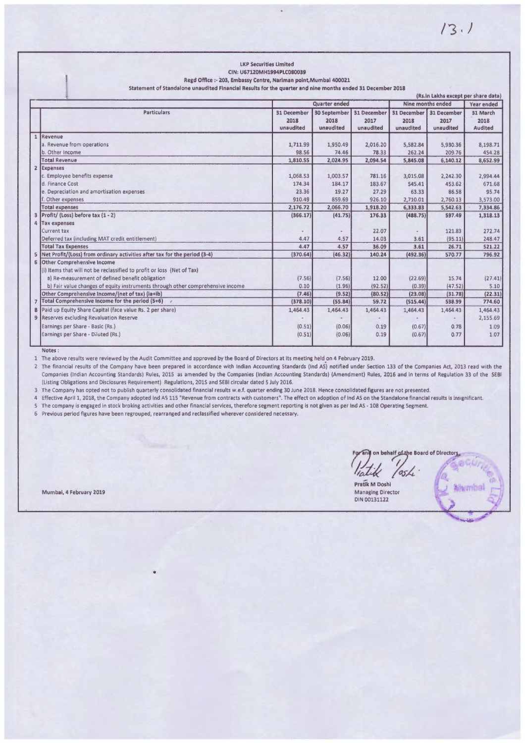13.1

**LKP Securities Limited**
**CIN: U67120MH1994PLC080039**
**Regd Office :- 203, Embassy Centre, Nariman point,Mumbai 400021**
**Statement of Standalone unaudited Financial Results for the quarter and nine months ended 31 December 2018**

(Rs.in Lakhs except per share data)

| | Particulars | Quarter ended | | | Nine months ended | | Year ended |
|---|---|---|---|---|---|---|---|
| | | 31 December 2018 unaudited | 30 September 2018 unaudited | 31 December 2017 unaudited | 31 December 2018 unaudited | 31 December 2017 unaudited | 31 March 2018 Audited |
| 1 | Revenue | | | | | | |
| | a. Revenue from operations | 1,711.99 | 1,950.49 | 2,016.20 | 5,582.84 | 5,930.36 | 8,198.71 |
| | b. Other Income | 98.56 | 74.46 | 78.33 | 262.24 | 209.76 | 454.28 |
| | Total Revenue | 1,810.55 | 2,024.95 | 2,094.54 | 5,845.08 | 6,140.12 | 8,652.99 |
| 2 | Expenses | | | | | | |
| | c. Employee benefits expense | 1,068.53 | 1,003.57 | 781.16 | 3,015.08 | 2,242.30 | 2,994.44 |
| | d. Finance Cost | 174.34 | 184.17 | 183.67 | 545.41 | 453.62 | 671.68 |
| | e. Depreciation and amortisation expenses | 23.36 | 19.27 | 27.29 | 63.33 | 86.58 | 95.74 |
| | f. Other expenses | 910.49 | 859.69 | 926.10 | 2,710.01 | 2,760.13 | 3,573.00 |
| | Total expenses | 2,176.72 | 2,066.70 | 1,918.20 | 6,333.83 | 5,542.63 | 7,334.86 |
| 3 | Profit/ (Loss) before tax (1 - 2) | (366.17) | (41.75) | 176.33 | (488.75) | 597.49 | 1,318.13 |
| 4 | Tax expenses | | | | | | |
| | Current tax | - | - | 22.07 | - | 121.83 | 272.74 |
| | Deferred tax (including MAT credit entitlement) | 4.47 | 4.57 | 14.03 | 3.61 | (95.11) | 248.47 |
| | Total Tax Expenses | 4.47 | 4.57 | 36.09 | 3.61 | 26.71 | 521.22 |
| 5 | Net Profit/(Loss) from ordinary activities after tax for the period (3-4) | (370.64) | (46.32) | 140.24 | (492.36) | 570.77 | 796.92 |
| 6 | Other Comprehensive Income | | | | | | |
| | (i) Items that will not be reclassified to profit or loss (Net of Tax) | | | | | | |
| | a) Re-measurement of defined benefit obligation | (7.56) | (7.56) | 12.00 | (22.69) | 15.74 | (27.41) |
| | b) Fair value changes of equity instruments through other comprehensive income | 0.10 | (1.96) | (92.52) | (0.39) | (47.52) | 5.10 |
| | Other Comprehensive Income/(net of tax) (ia+ib) | (7.46) | (9.52) | (80.52) | (23.08) | (31.78) | (22.31) |
| 7 | Total Comprehensive Income for the period (5+6) | (378.10) | (55.84) | 59.72 | (515.44) | 538.99 | 774.60 |
| 8 | Paid up Equity Share Capital (face value Rs. 2 per share) | 1,464.43 | 1,464.43 | 1,464.43 | 1,464.43 | 1,464.43 | 1,464.43 |
| 9 | Reserves excluding Revaluation Reserve | - | - | - | - | - | 2,155.69 |
| | Earnings per Share - Basic (Rs.) | (0.51) | (0.06) | 0.19 | (0.67) | 0.78 | 1.09 |
| | Earnings per Share - Diluted (Rs.) | (0.51) | (0.06) | 0.19 | (0.67) | 0.77 | 1.07 |

Notes :

1 The above results were reviewed by the Audit Committee and approved by the Board of Directors at its meeting held on 4 February 2019.

2 The financial results of the Company have been prepared in accordance with Indian Accounting Standards (Ind AS) notified under Section 133 of the Companies Act, 2013 read with the Companies (Indian Accounting Standards) Rules, 2015 as amended by the Companies (Indian Accounting Standards) (Amendment) Rules, 2016 and in terms of Regulation 33 of the SEBI (Listing Obligations and Disclosures Requirement) Regulations, 2015 and SEBI circular dated 5 July 2016.

3 The Company has opted not to publish quarterly consolidated financial results w.e.f. quarter ending 30 June 2018. Hence consolidated figures are not presented.

4 Effective April 1, 2018, the Company adopted Ind AS 115 "Revenue from contracts with customers". The effect on adoption of Ind AS on the Standalone financial results is insignificant.

5 The company is engaged in stock broking activities and other financial services, therefore segment reporting is not given as per Ind AS - 108 Operating Segment.

6 Previous period figures have been regrouped, rearranged and reclassified wherever considered necessary.

For and on behalf of the Board of Directors

Pratik M Doshi
Managing Director
DIN 00131122

Mumbai, 4 February 2019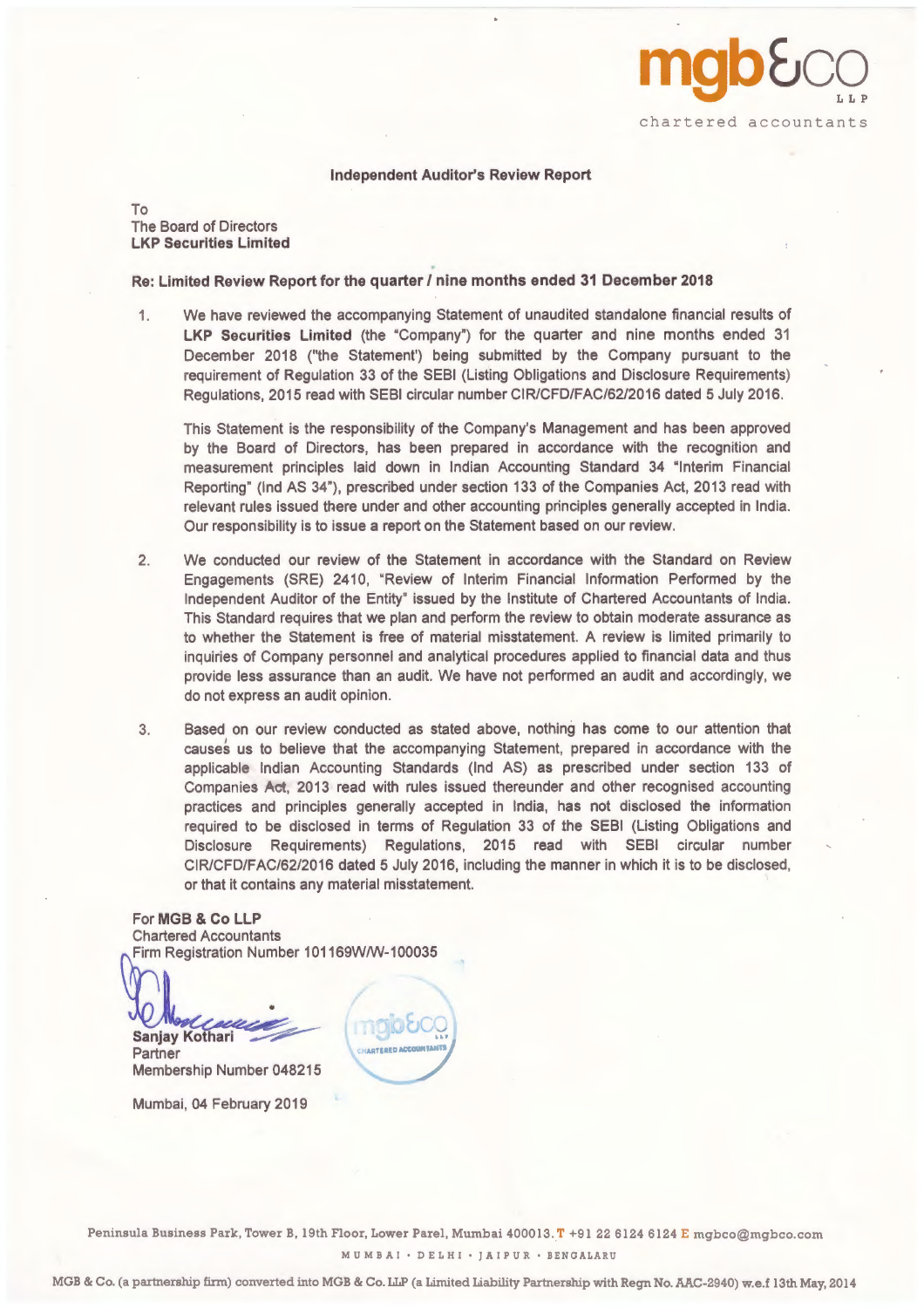mgb&co LLP
chartered accountants

## Independent Auditor's Review Report

To
The Board of Directors
**LKP Securities Limited**

**Re: Limited Review Report for the quarter / nine months ended 31 December 2018**

1. We have reviewed the accompanying Statement of unaudited standalone financial results of **LKP Securities Limited** (the "Company") for the quarter and nine months ended 31 December 2018 ("the Statement') being submitted by the Company pursuant to the requirement of Regulation 33 of the SEBI (Listing Obligations and Disclosure Requirements) Regulations, 2015 read with SEBI circular number CIR/CFD/FAC/62/2016 dated 5 July 2016.

   This Statement is the responsibility of the Company's Management and has been approved by the Board of Directors, has been prepared in accordance with the recognition and measurement principles laid down in Indian Accounting Standard 34 "Interim Financial Reporting" (Ind AS 34"), prescribed under section 133 of the Companies Act, 2013 read with relevant rules issued there under and other accounting principles generally accepted in India. Our responsibility is to issue a report on the Statement based on our review.

2. We conducted our review of the Statement in accordance with the Standard on Review Engagements (SRE) 2410, "Review of Interim Financial Information Performed by the Independent Auditor of the Entity" issued by the Institute of Chartered Accountants of India. This Standard requires that we plan and perform the review to obtain moderate assurance as to whether the Statement is free of material misstatement. A review is limited primarily to inquiries of Company personnel and analytical procedures applied to financial data and thus provide less assurance than an audit. We have not performed an audit and accordingly, we do not express an audit opinion.

3. Based on our review conducted as stated above, nothing has come to our attention that causes us to believe that the accompanying Statement, prepared in accordance with the applicable Indian Accounting Standards (Ind AS) as prescribed under section 133 of Companies Act, 2013 read with rules issued thereunder and other recognised accounting practices and principles generally accepted in India, has not disclosed the information required to be disclosed in terms of Regulation 33 of the SEBI (Listing Obligations and Disclosure Requirements) Regulations, 2015 read with SEBI circular number CIR/CFD/FAC/62/2016 dated 5 July 2016, including the manner in which it is to be disclosed, or that it contains any material misstatement.

For **MGB & Co LLP**
Chartered Accountants
Firm Registration Number 101169W/W-100035

**Sanjay Kothari**
Partner
Membership Number 048215

Mumbai, 04 February 2019

Peninsula Business Park, Tower B, 19th Floor, Lower Parel, Mumbai 400013. T +91 22 6124 6124 E mgbco@mgbco.com
MUMBAI • DELHI • JAIPUR • BENGALARU

MGB & Co. (a partnership firm) converted into MGB & Co. LLP (a Limited Liability Partnership with Regn No. AAC-2940) w.e.f 13th May, 2014